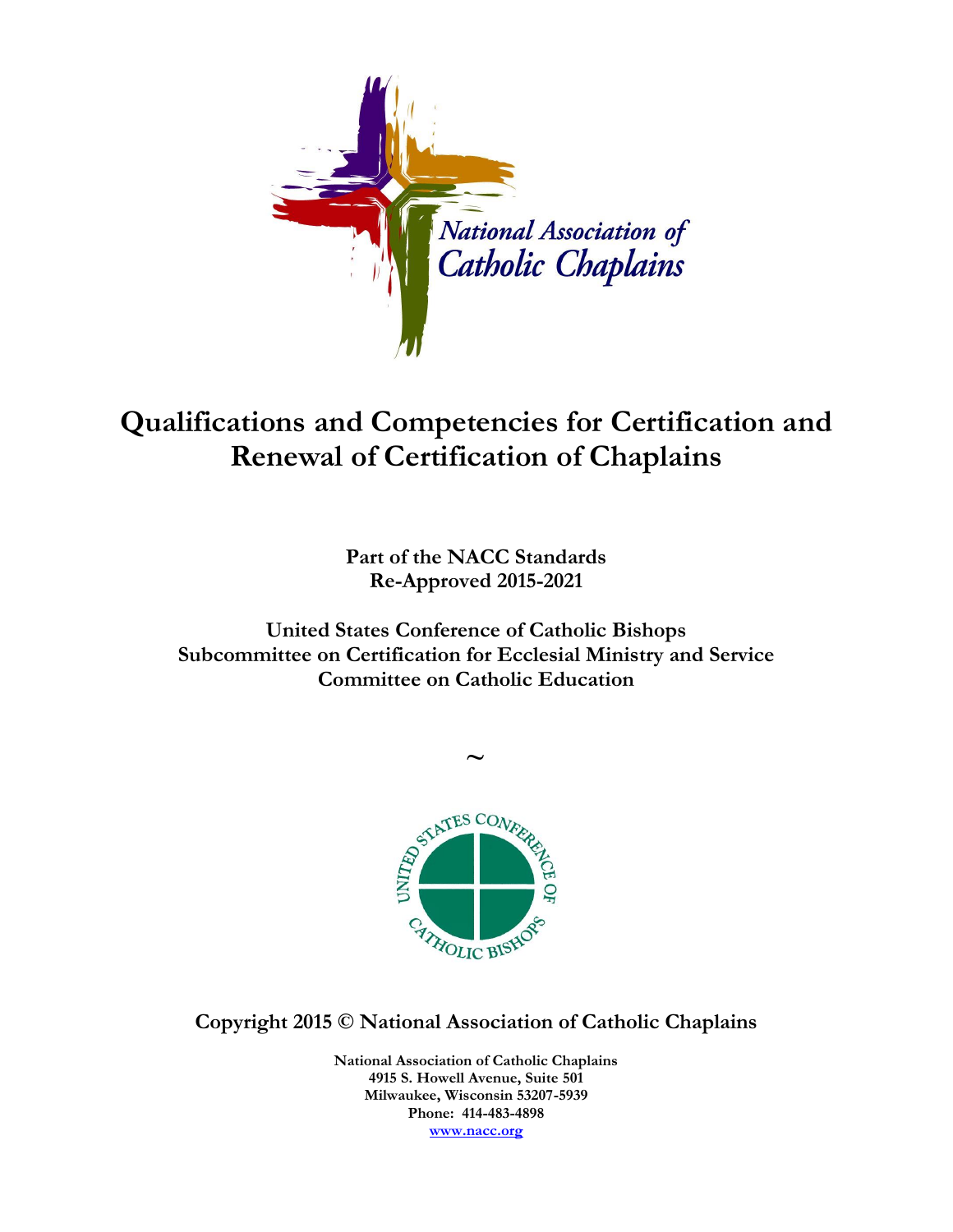National Association of Catholic Chaplains

# Qualifications and Competencies for Certification and Renewal of Certification of Chaplains

**Part of the NACC Standards**
**Re-Approved 2015-2021**

**United States Conference of Catholic Bishops**
**Subcommittee on Certification for Ecclesial Ministry and Service**
**Committee on Catholic Education**

~

**Copyright 2015 © National Association of Catholic Chaplains**

**National Association of Catholic Chaplains**
**4915 S. Howell Avenue, Suite 501**
**Milwaukee, Wisconsin 53207-5939**
**Phone: 414-483-4898**
**www.nacc.org**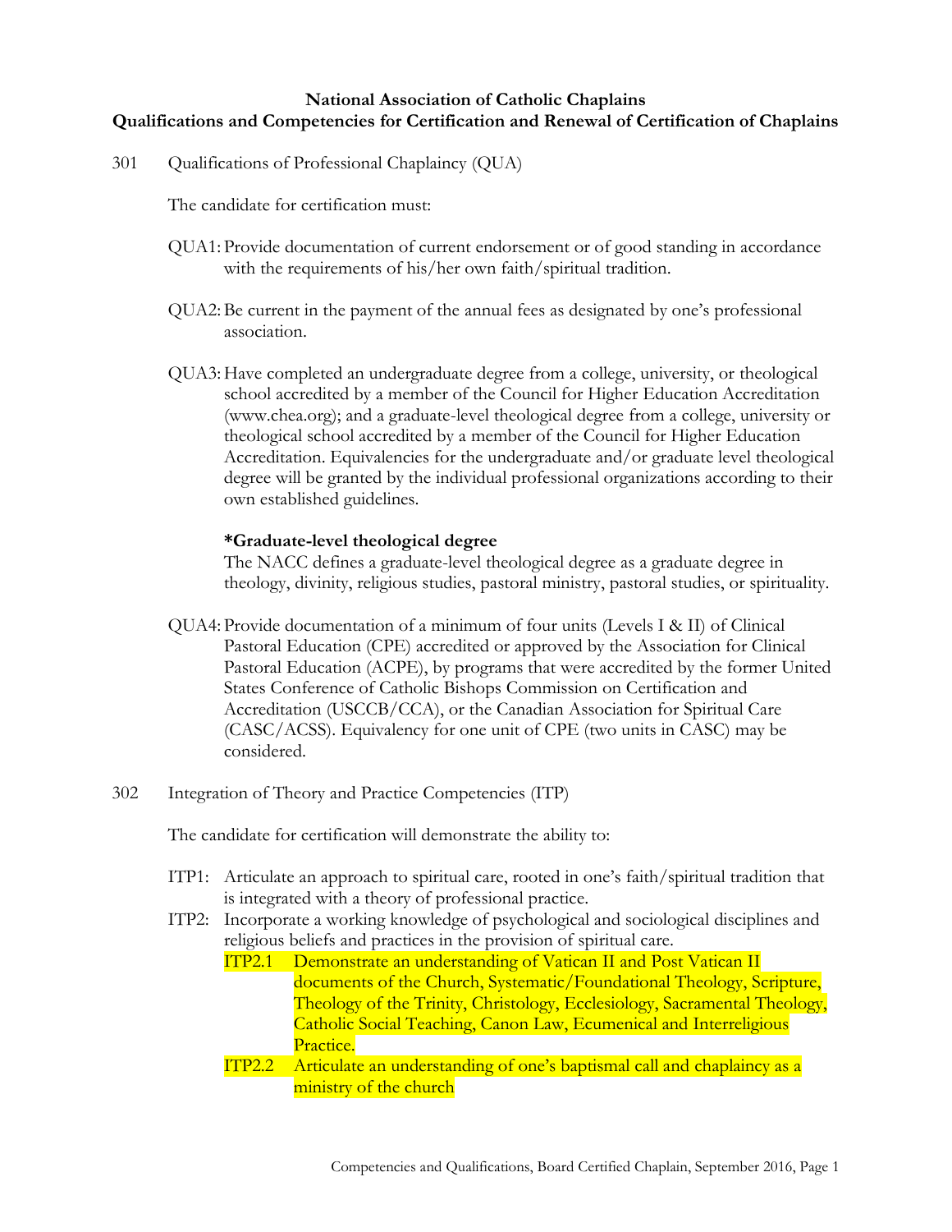**National Association of Catholic Chaplains**
**Qualifications and Competencies for Certification and Renewal of Certification of Chaplains**

301 Qualifications of Professional Chaplaincy (QUA)

The candidate for certification must:

QUA1: Provide documentation of current endorsement or of good standing in accordance with the requirements of his/her own faith/spiritual tradition.

QUA2: Be current in the payment of the annual fees as designated by one's professional association.

QUA3: Have completed an undergraduate degree from a college, university, or theological school accredited by a member of the Council for Higher Education Accreditation (www.chea.org); and a graduate-level theological degree from a college, university or theological school accredited by a member of the Council for Higher Education Accreditation. Equivalencies for the undergraduate and/or graduate level theological degree will be granted by the individual professional organizations according to their own established guidelines.

**\*Graduate-level theological degree**
The NACC defines a graduate-level theological degree as a graduate degree in theology, divinity, religious studies, pastoral ministry, pastoral studies, or spirituality.

QUA4: Provide documentation of a minimum of four units (Levels I & II) of Clinical Pastoral Education (CPE) accredited or approved by the Association for Clinical Pastoral Education (ACPE), by programs that were accredited by the former United States Conference of Catholic Bishops Commission on Certification and Accreditation (USCCB/CCA), or the Canadian Association for Spiritual Care (CASC/ACSS). Equivalency for one unit of CPE (two units in CASC) may be considered.

302 Integration of Theory and Practice Competencies (ITP)

The candidate for certification will demonstrate the ability to:

ITP1: Articulate an approach to spiritual care, rooted in one's faith/spiritual tradition that is integrated with a theory of professional practice.

ITP2: Incorporate a working knowledge of psychological and sociological disciplines and religious beliefs and practices in the provision of spiritual care.

- ITP2.1 Demonstrate an understanding of Vatican II and Post Vatican II documents of the Church, Systematic/Foundational Theology, Scripture, Theology of the Trinity, Christology, Ecclesiology, Sacramental Theology, Catholic Social Teaching, Canon Law, Ecumenical and Interreligious Practice.
- ITP2.2 Articulate an understanding of one's baptismal call and chaplaincy as a ministry of the church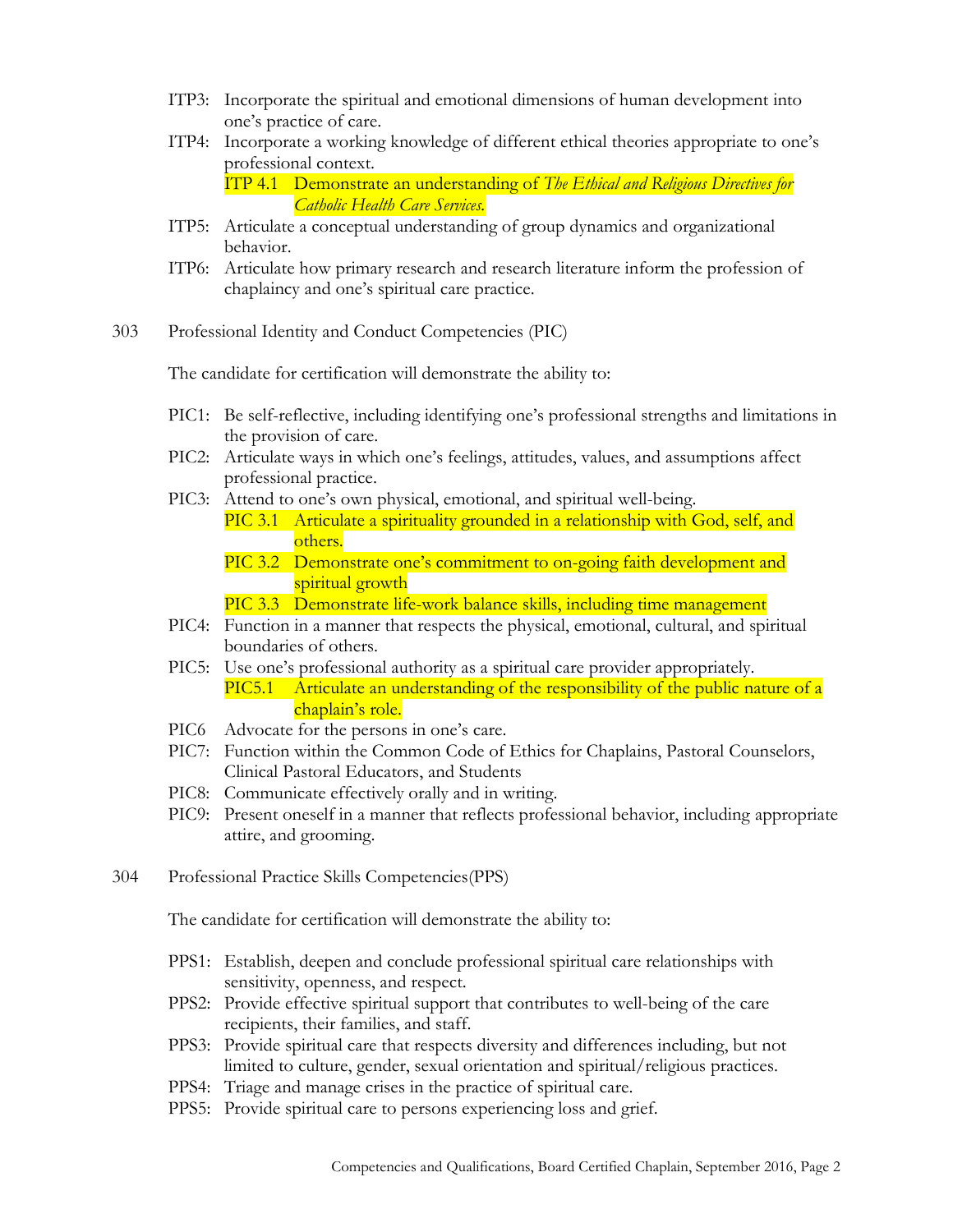ITP3: Incorporate the spiritual and emotional dimensions of human development into one's practice of care.

ITP4: Incorporate a working knowledge of different ethical theories appropriate to one's professional context.

- ITP 4.1 Demonstrate an understanding of *The Ethical and Religious Directives for Catholic Health Care Services.*

ITP5: Articulate a conceptual understanding of group dynamics and organizational behavior.

ITP6: Articulate how primary research and research literature inform the profession of chaplaincy and one's spiritual care practice.

303 Professional Identity and Conduct Competencies (PIC)

The candidate for certification will demonstrate the ability to:

PIC1: Be self-reflective, including identifying one's professional strengths and limitations in the provision of care.

PIC2: Articulate ways in which one's feelings, attitudes, values, and assumptions affect professional practice.

PIC3: Attend to one's own physical, emotional, and spiritual well-being.

- PIC 3.1 Articulate a spirituality grounded in a relationship with God, self, and others.
- PIC 3.2 Demonstrate one's commitment to on-going faith development and spiritual growth
- PIC 3.3 Demonstrate life-work balance skills, including time management

PIC4: Function in a manner that respects the physical, emotional, cultural, and spiritual boundaries of others.

PIC5: Use one's professional authority as a spiritual care provider appropriately.

- PIC5.1 Articulate an understanding of the responsibility of the public nature of a chaplain's role.

PIC6 Advocate for the persons in one's care.

PIC7: Function within the Common Code of Ethics for Chaplains, Pastoral Counselors, Clinical Pastoral Educators, and Students

PIC8: Communicate effectively orally and in writing.

PIC9: Present oneself in a manner that reflects professional behavior, including appropriate attire, and grooming.

304 Professional Practice Skills Competencies(PPS)

The candidate for certification will demonstrate the ability to:

PPS1: Establish, deepen and conclude professional spiritual care relationships with sensitivity, openness, and respect.

PPS2: Provide effective spiritual support that contributes to well-being of the care recipients, their families, and staff.

PPS3: Provide spiritual care that respects diversity and differences including, but not limited to culture, gender, sexual orientation and spiritual/religious practices.

PPS4: Triage and manage crises in the practice of spiritual care.

PPS5: Provide spiritual care to persons experiencing loss and grief.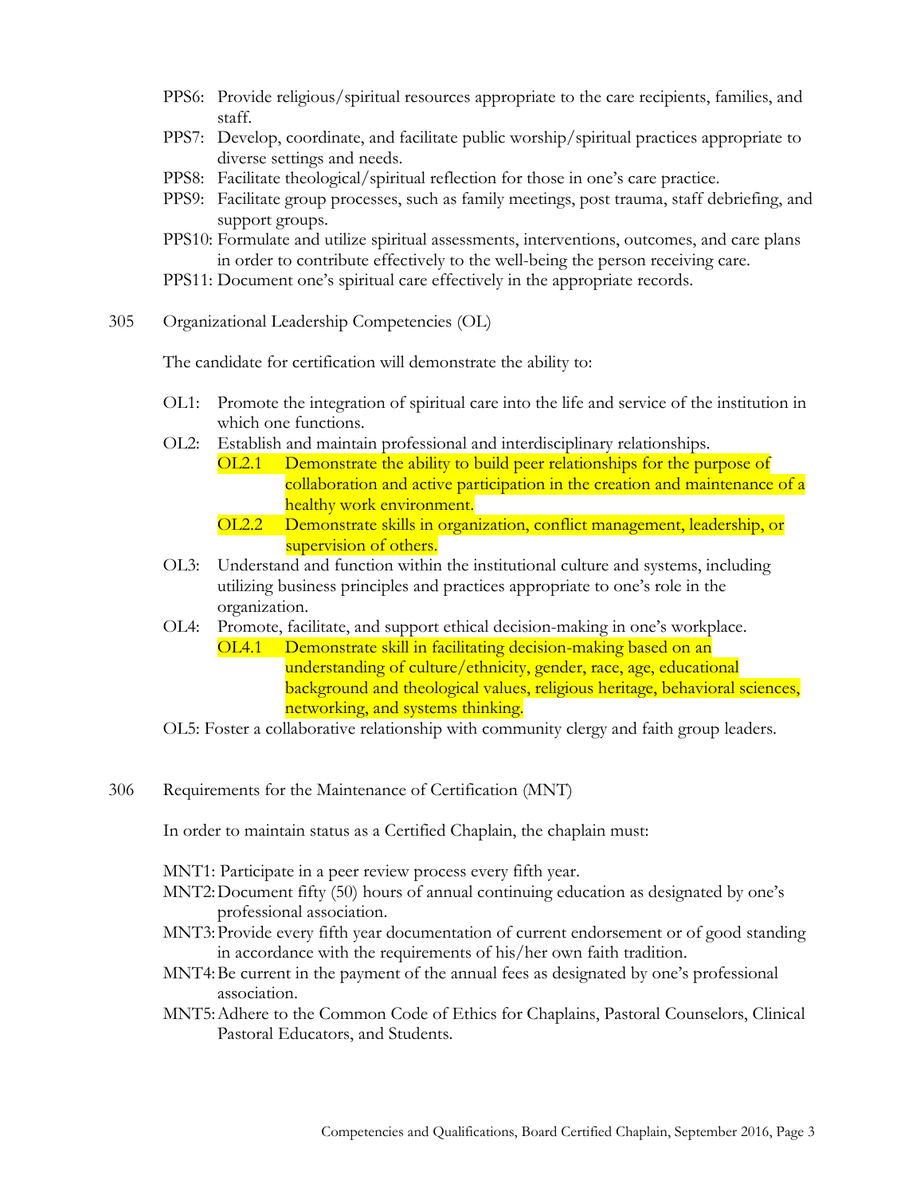PPS6: Provide religious/spiritual resources appropriate to the care recipients, families, and staff.

PPS7: Develop, coordinate, and facilitate public worship/spiritual practices appropriate to diverse settings and needs.

PPS8: Facilitate theological/spiritual reflection for those in one's care practice.

PPS9: Facilitate group processes, such as family meetings, post trauma, staff debriefing, and support groups.

PPS10: Formulate and utilize spiritual assessments, interventions, outcomes, and care plans in order to contribute effectively to the well-being the person receiving care.

PPS11: Document one's spiritual care effectively in the appropriate records.

## 305 Organizational Leadership Competencies (OL)

The candidate for certification will demonstrate the ability to:

OL1: Promote the integration of spiritual care into the life and service of the institution in which one functions.

OL2: Establish and maintain professional and interdisciplinary relationships.

- OL2.1 Demonstrate the ability to build peer relationships for the purpose of collaboration and active participation in the creation and maintenance of a healthy work environment.
- OL2.2 Demonstrate skills in organization, conflict management, leadership, or supervision of others.

OL3: Understand and function within the institutional culture and systems, including utilizing business principles and practices appropriate to one's role in the organization.

OL4: Promote, facilitate, and support ethical decision-making in one's workplace.

- OL4.1 Demonstrate skill in facilitating decision-making based on an understanding of culture/ethnicity, gender, race, age, educational background and theological values, religious heritage, behavioral sciences, networking, and systems thinking.

OL5: Foster a collaborative relationship with community clergy and faith group leaders.

## 306 Requirements for the Maintenance of Certification (MNT)

In order to maintain status as a Certified Chaplain, the chaplain must:

MNT1: Participate in a peer review process every fifth year.

MNT2: Document fifty (50) hours of annual continuing education as designated by one's professional association.

MNT3: Provide every fifth year documentation of current endorsement or of good standing in accordance with the requirements of his/her own faith tradition.

MNT4: Be current in the payment of the annual fees as designated by one's professional association.

MNT5: Adhere to the Common Code of Ethics for Chaplains, Pastoral Counselors, Clinical Pastoral Educators, and Students.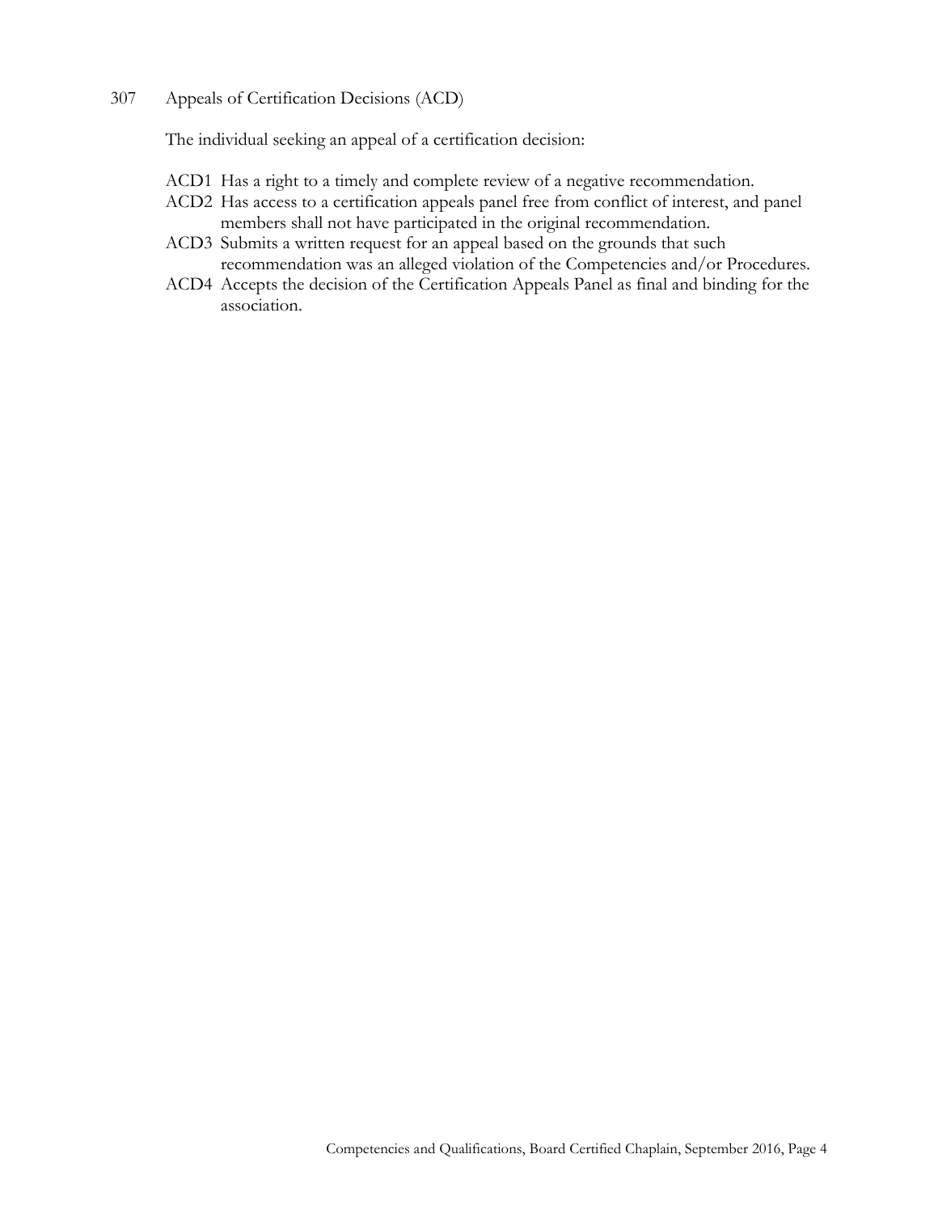## 307 Appeals of Certification Decisions (ACD)

The individual seeking an appeal of a certification decision:

- ACD1 Has a right to a timely and complete review of a negative recommendation.
- ACD2 Has access to a certification appeals panel free from conflict of interest, and panel members shall not have participated in the original recommendation.
- ACD3 Submits a written request for an appeal based on the grounds that such recommendation was an alleged violation of the Competencies and/or Procedures.
- ACD4 Accepts the decision of the Certification Appeals Panel as final and binding for the association.